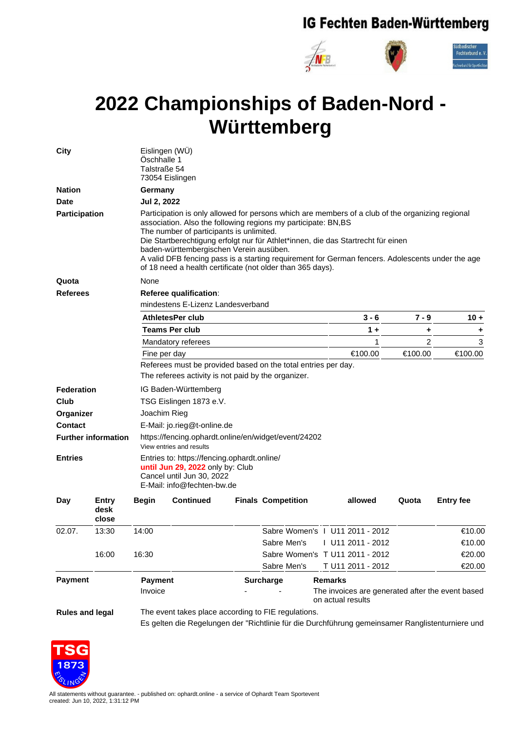IG Fechten Baden-Württemberg

# 2022 Championships of Baden-Nord - Württemberg

**City**
Eislingen (WÜ)
Öschhalle 1
Talstraße 54
73054 Eislingen

**Nation**
**Germany**

**Date**
**Jul 2, 2022**

**Participation**
Participation is only allowed for persons which are members of a club of the organizing regional association. Also the following regions my participate: BN,BS
The number of participants is unlimited.
Die Startberechtigung erfolgt nur für Athlet*innen, die das Startrecht für einen baden-württembergischen Verein ausüben.
A valid DFB fencing pass is a starting requirement for German fencers. Adolescents under the age of 18 need a health certificate (not older than 365 days).

**Quota**
None

**Referees**
**Referee qualification**:
mindestens E-Lizenz Landesverband

| **AthletesPer club** | **3 - 6** | **7 - 9** | **10 +** |
|---|---|---|---|
| **Teams Per club** | **1 +** | **+** | **+** |
| Mandatory referees | 1 | 2 | 3 |
| Fine per day | €100.00 | €100.00 | €100.00 |

Referees must be provided based on the total entries per day.
The referees activity is not paid by the organizer.

**Federation**
IG Baden-Württemberg

**Club**
TSG Eislingen 1873 e.V.

**Organizer**
Joachim Rieg

**Contact**
E-Mail: jo.rieg@t-online.de

**Further information**
https://fencing.ophardt.online/en/widget/event/24202
View entries and results

**Entries**
Entries to: https://fencing.ophardt.online/
**until Jun 29, 2022** only by: Club
Cancel until Jun 30, 2022
E-Mail: info@fechten-bw.de

| Day | Entry desk close | Begin | Continued | Finals | Competition | allowed | Quota | Entry fee |
|---|---|---|---|---|---|---|---|---|
| 02.07. | 13:30 | 14:00 | | | Sabre Women's I | U11 2011 - 2012 | | €10.00 |
| | | | | | Sabre Men's I | U11 2011 - 2012 | | €10.00 |
| | 16:00 | 16:30 | | | Sabre Women's T | U11 2011 - 2012 | | €20.00 |
| | | | | | Sabre Men's T | U11 2011 - 2012 | | €20.00 |

**Payment**

| Payment | Surcharge | Remarks |
|---|---|---|
| Invoice | - - | The invoices are generated after the event based on actual results |

**Rules and legal**
The event takes place according to FIE regulations.
Es gelten die Regelungen der "Richtlinie für die Durchführung gemeinsamer Ranglistenturniere und

All statements without guarantee. - published on: ophardt.online - a service of Ophardt Team Sportevent
created: Jun 10, 2022, 1:31:12 PM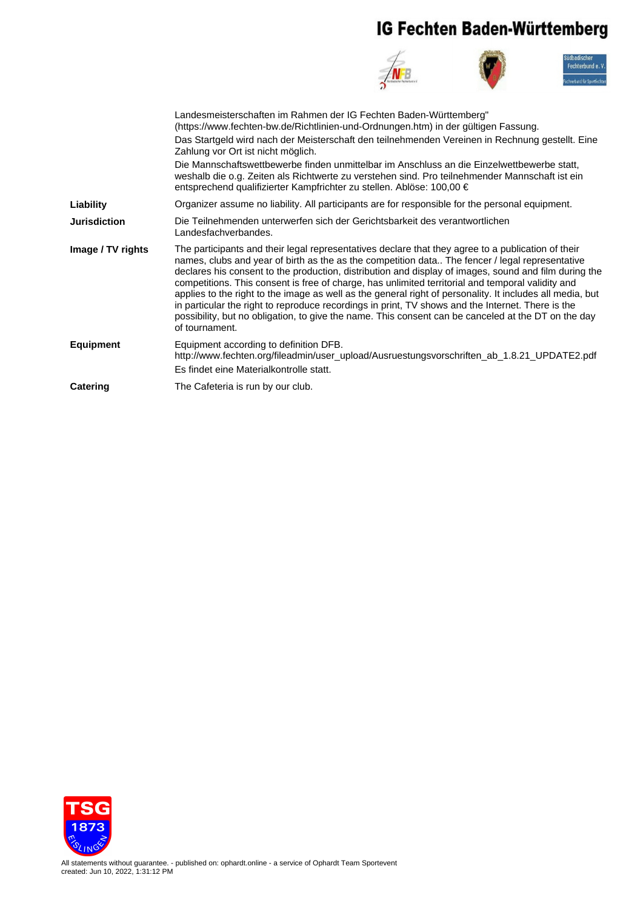| | |
|---|---|
| | Landesmeisterschaften im Rahmen der IG Fechten Baden-Württemberg" (https://www.fechten-bw.de/Richtlinien-und-Ordnungen.htm) in der gültigen Fassung.<br>Das Startgeld wird nach der Meisterschaft den teilnehmenden Vereinen in Rechnung gestellt. Eine Zahlung vor Ort ist nicht möglich.<br>Die Mannschaftswettbewerbe finden unmittelbar im Anschluss an die Einzelwettbewerbe statt, weshalb die o.g. Zeiten als Richtwerte zu verstehen sind. Pro teilnehmender Mannschaft ist ein entsprechend qualifizierter Kampfrichter zu stellen. Ablöse: 100,00 € |
| **Liability** | Organizer assume no liability. All participants are for responsible for the personal equipment. |
| **Jurisdiction** | Die Teilnehmenden unterwerfen sich der Gerichtsbarkeit des verantwortlichen Landesfachverbandes. |
| **Image / TV rights** | The participants and their legal representatives declare that they agree to a publication of their names, clubs and year of birth as the as the competition data.. The fencer / legal representative declares his consent to the production, distribution and display of images, sound and film during the competitions. This consent is free of charge, has unlimited territorial and temporal validity and applies to the right to the image as well as the general right of personality. It includes all media, but in particular the right to reproduce recordings in print, TV shows and the Internet. There is the possibility, but no obligation, to give the name. This consent can be canceled at the DT on the day of tournament. |
| **Equipment** | Equipment according to definition DFB.<br>http://www.fechten.org/fileadmin/user_upload/Ausruestungsvorschriften_ab_1.8.21_UPDATE2.pdf<br>Es findet eine Materialkontrolle statt. |
| **Catering** | The Cafeteria is run by our club. |

All statements without guarantee. - published on: ophardt.online - a service of Ophardt Team Sportevent
created: Jun 10, 2022, 1:31:12 PM